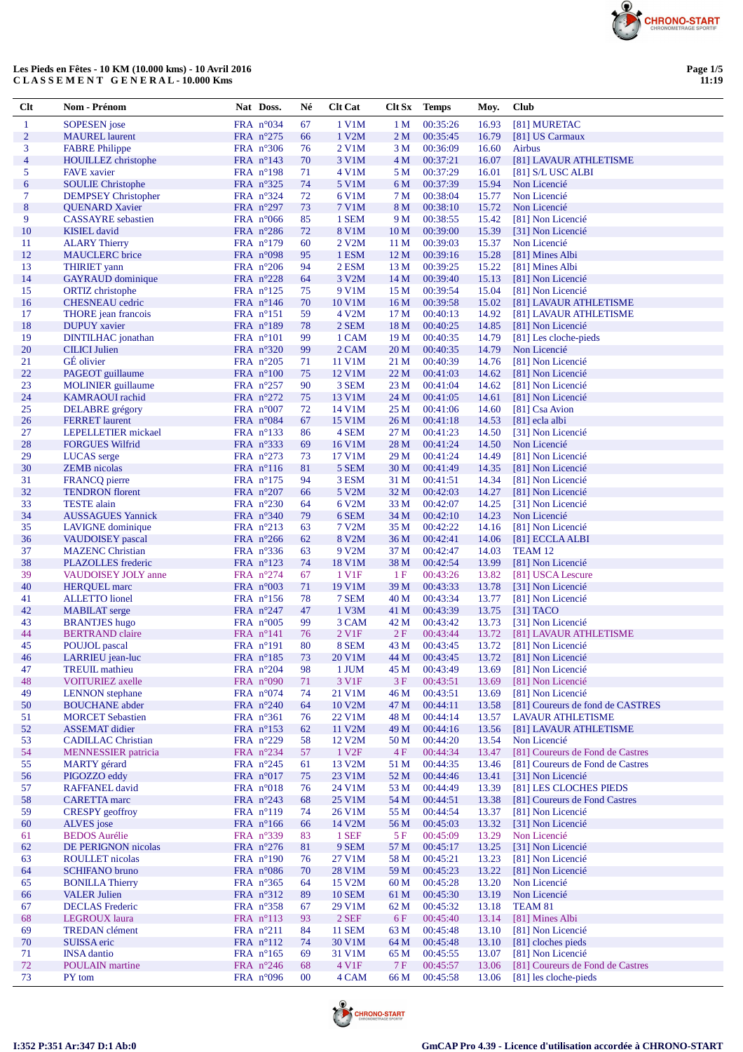**Les Pieds en Fêtes - 10 KM (10.000 kms) - 10 Avril 2016**
**C L A S S E M E N T   G E N E R A L - 10.000 Kms**

| Clt | Nom - Prénom | Nat | Doss. | Né | Clt Cat | Clt Sx | Temps | Moy. | Club |
|---|---|---|---|---|---|---|---|---|---|
| 1 | SOPESEN jose | FRA | n°034 | 67 | 1 V1M | 1 M | 00:35:26 | 16.93 | [81] MURETAC |
| 2 | MAUREL laurent | FRA | n°275 | 66 | 1 V2M | 2 M | 00:35:45 | 16.79 | [81] US Carmaux |
| 3 | FABRE Philippe | FRA | n°306 | 76 | 2 V1M | 3 M | 00:36:09 | 16.60 | Airbus |
| 4 | HOUILLEZ christophe | FRA | n°143 | 70 | 3 V1M | 4 M | 00:37:21 | 16.07 | [81] LAVAUR ATHLETISME |
| 5 | FAVE xavier | FRA | n°198 | 71 | 4 V1M | 5 M | 00:37:29 | 16.01 | [81] S/L USC ALBI |
| 6 | SOULIE Christophe | FRA | n°325 | 74 | 5 V1M | 6 M | 00:37:39 | 15.94 | Non Licencié |
| 7 | DEMPSEY Christopher | FRA | n°324 | 72 | 6 V1M | 7 M | 00:38:04 | 15.77 | Non Licencié |
| 8 | QUENARD Xavier | FRA | n°297 | 73 | 7 V1M | 8 M | 00:38:10 | 15.72 | Non Licencié |
| 9 | CASSAYRE sebastien | FRA | n°066 | 85 | 1 SEM | 9 M | 00:38:55 | 15.42 | [81] Non Licencié |
| 10 | KISIEL david | FRA | n°286 | 72 | 8 V1M | 10 M | 00:39:00 | 15.39 | [31] Non Licencié |
| 11 | ALARY Thierry | FRA | n°179 | 60 | 2 V2M | 11 M | 00:39:03 | 15.37 | Non Licencié |
| 12 | MAUCLERC brice | FRA | n°098 | 95 | 1 ESM | 12 M | 00:39:16 | 15.28 | [81] Mines Albi |
| 13 | THIRIET yann | FRA | n°206 | 94 | 2 ESM | 13 M | 00:39:25 | 15.22 | [81] Mines Albi |
| 14 | GAYRAUD dominique | FRA | n°228 | 64 | 3 V2M | 14 M | 00:39:40 | 15.13 | [81] Non Licencié |
| 15 | ORTIZ christophe | FRA | n°125 | 75 | 9 V1M | 15 M | 00:39:54 | 15.04 | [81] Non Licencié |
| 16 | CHESNEAU cedric | FRA | n°146 | 70 | 10 V1M | 16 M | 00:39:58 | 15.02 | [81] LAVAUR ATHLETISME |
| 17 | THORE jean francois | FRA | n°151 | 59 | 4 V2M | 17 M | 00:40:13 | 14.92 | [81] LAVAUR ATHLETISME |
| 18 | DUPUY xavier | FRA | n°189 | 78 | 2 SEM | 18 M | 00:40:25 | 14.85 | [81] Non Licencié |
| 19 | DINTILHAC jonathan | FRA | n°101 | 99 | 1 CAM | 19 M | 00:40:35 | 14.79 | [81] Les cloche-pieds |
| 20 | CILICI Julien | FRA | n°320 | 99 | 2 CAM | 20 M | 00:40:35 | 14.79 | Non Licencié |
| 21 | GÉ olivier | FRA | n°205 | 71 | 11 V1M | 21 M | 00:40:39 | 14.76 | [81] Non Licencié |
| 22 | PAGEOT guillaume | FRA | n°100 | 75 | 12 V1M | 22 M | 00:41:03 | 14.62 | [81] Non Licencié |
| 23 | MOLINIER guillaume | FRA | n°257 | 90 | 3 SEM | 23 M | 00:41:04 | 14.62 | [81] Non Licencié |
| 24 | KAMRAOUI rachid | FRA | n°272 | 75 | 13 V1M | 24 M | 00:41:05 | 14.61 | [81] Non Licencié |
| 25 | DELABRE grégory | FRA | n°007 | 72 | 14 V1M | 25 M | 00:41:06 | 14.60 | [81] Csa Avion |
| 26 | FERRET laurent | FRA | n°084 | 67 | 15 V1M | 26 M | 00:41:18 | 14.53 | [81] ecla albi |
| 27 | LEPELLETIER mickael | FRA | n°133 | 86 | 4 SEM | 27 M | 00:41:23 | 14.50 | [31] Non Licencié |
| 28 | FORGUES Wilfrid | FRA | n°333 | 69 | 16 V1M | 28 M | 00:41:24 | 14.50 | Non Licencié |
| 29 | LUCAS serge | FRA | n°273 | 73 | 17 V1M | 29 M | 00:41:24 | 14.49 | [81] Non Licencié |
| 30 | ZEMB nicolas | FRA | n°116 | 81 | 5 SEM | 30 M | 00:41:49 | 14.35 | [81] Non Licencié |
| 31 | FRANCQ pierre | FRA | n°175 | 94 | 3 ESM | 31 M | 00:41:51 | 14.34 | [81] Non Licencié |
| 32 | TENDRON florent | FRA | n°207 | 66 | 5 V2M | 32 M | 00:42:03 | 14.27 | [81] Non Licencié |
| 33 | TESTE alain | FRA | n°230 | 64 | 6 V2M | 33 M | 00:42:07 | 14.25 | [31] Non Licencié |
| 34 | AUSSAGUES Yannick | FRA | n°340 | 79 | 6 SEM | 34 M | 00:42:10 | 14.23 | Non Licencié |
| 35 | LAVIGNE dominique | FRA | n°213 | 63 | 7 V2M | 35 M | 00:42:22 | 14.16 | [81] Non Licencié |
| 36 | VAUDOISEY pascal | FRA | n°266 | 62 | 8 V2M | 36 M | 00:42:41 | 14.06 | [81] ECCLA ALBI |
| 37 | MAZENC Christian | FRA | n°336 | 63 | 9 V2M | 37 M | 00:42:47 | 14.03 | TEAM 12 |
| 38 | PLAZOLLES frederic | FRA | n°123 | 74 | 18 V1M | 38 M | 00:42:54 | 13.99 | [81] Non Licencié |
| 39 | VAUDOISEY JOLY anne | FRA | n°274 | 67 | 1 V1F | 1 F | 00:43:26 | 13.82 | [81] USCA Lescure |
| 40 | HERQUEL marc | FRA | n°003 | 71 | 19 V1M | 39 M | 00:43:33 | 13.78 | [31] Non Licencié |
| 41 | ALLETTO lionel | FRA | n°156 | 78 | 7 SEM | 40 M | 00:43:34 | 13.77 | [81] Non Licencié |
| 42 | MABILAT serge | FRA | n°247 | 47 | 1 V3M | 41 M | 00:43:39 | 13.75 | [31] TACO |
| 43 | BRANTJES hugo | FRA | n°005 | 99 | 3 CAM | 42 M | 00:43:42 | 13.73 | [31] Non Licencié |
| 44 | BERTRAND claire | FRA | n°141 | 76 | 2 V1F | 2 F | 00:43:44 | 13.72 | [81] LAVAUR ATHLETISME |
| 45 | POUJOL pascal | FRA | n°191 | 80 | 8 SEM | 43 M | 00:43:45 | 13.72 | [81] Non Licencié |
| 46 | LARRIEU jean-luc | FRA | n°185 | 73 | 20 V1M | 44 M | 00:43:45 | 13.72 | [81] Non Licencié |
| 47 | TREUIL mathieu | FRA | n°204 | 98 | 1 JUM | 45 M | 00:43:49 | 13.69 | [81] Non Licencié |
| 48 | VOITURIEZ axelle | FRA | n°090 | 71 | 3 V1F | 3 F | 00:43:51 | 13.69 | [81] Non Licencié |
| 49 | LENNON stephane | FRA | n°074 | 74 | 21 V1M | 46 M | 00:43:51 | 13.69 | [81] Non Licencié |
| 50 | BOUCHANE abder | FRA | n°240 | 64 | 10 V2M | 47 M | 00:44:11 | 13.58 | [81] Coureurs de fond de CASTRES |
| 51 | MORCET Sebastien | FRA | n°361 | 76 | 22 V1M | 48 M | 00:44:14 | 13.57 | LAVAUR ATHLETISME |
| 52 | ASSEMAT didier | FRA | n°153 | 62 | 11 V2M | 49 M | 00:44:16 | 13.56 | [81] LAVAUR ATHLETISME |
| 53 | CADILLAC Christian | FRA | n°229 | 58 | 12 V2M | 50 M | 00:44:20 | 13.54 | Non Licencié |
| 54 | MENNESSIER patricia | FRA | n°234 | 57 | 1 V2F | 4 F | 00:44:34 | 13.47 | [81] Coureurs de Fond de Castres |
| 55 | MARTY gérard | FRA | n°245 | 61 | 13 V2M | 51 M | 00:44:35 | 13.46 | [81] Coureurs de Fond de Castres |
| 56 | PIGOZZO eddy | FRA | n°017 | 75 | 23 V1M | 52 M | 00:44:46 | 13.41 | [31] Non Licencié |
| 57 | RAFFANEL david | FRA | n°018 | 76 | 24 V1M | 53 M | 00:44:49 | 13.39 | [81] LES CLOCHES PIEDS |
| 58 | CARETTA marc | FRA | n°243 | 68 | 25 V1M | 54 M | 00:44:51 | 13.38 | [81] Coureurs de Fond Castres |
| 59 | CRESPY geoffroy | FRA | n°119 | 74 | 26 V1M | 55 M | 00:44:54 | 13.37 | [81] Non Licencié |
| 60 | ALVES jose | FRA | n°166 | 66 | 14 V2M | 56 M | 00:45:03 | 13.32 | [31] Non Licencié |
| 61 | BEDOS Aurélie | FRA | n°339 | 83 | 1 SEF | 5 F | 00:45:09 | 13.29 | Non Licencié |
| 62 | DE PERIGNON nicolas | FRA | n°276 | 81 | 9 SEM | 57 M | 00:45:17 | 13.25 | [31] Non Licencié |
| 63 | ROULLET nicolas | FRA | n°190 | 76 | 27 V1M | 58 M | 00:45:21 | 13.23 | [81] Non Licencié |
| 64 | SCHIFANO bruno | FRA | n°086 | 70 | 28 V1M | 59 M | 00:45:23 | 13.22 | [81] Non Licencié |
| 65 | BONILLA Thierry | FRA | n°365 | 64 | 15 V2M | 60 M | 00:45:28 | 13.20 | Non Licencié |
| 66 | VALER Julien | FRA | n°312 | 89 | 10 SEM | 61 M | 00:45:30 | 13.19 | Non Licencié |
| 67 | DECLAS Frederic | FRA | n°358 | 67 | 29 V1M | 62 M | 00:45:32 | 13.18 | TEAM 81 |
| 68 | LEGROUX laura | FRA | n°113 | 93 | 2 SEF | 6 F | 00:45:40 | 13.14 | [81] Mines Albi |
| 69 | TREDAN clément | FRA | n°211 | 84 | 11 SEM | 63 M | 00:45:48 | 13.10 | [81] Non Licencié |
| 70 | SUISSA eric | FRA | n°112 | 74 | 30 V1M | 64 M | 00:45:48 | 13.10 | [81] cloches pieds |
| 71 | INSA dantio | FRA | n°165 | 69 | 31 V1M | 65 M | 00:45:55 | 13.07 | [81] Non Licencié |
| 72 | POULAIN martine | FRA | n°246 | 68 | 4 V1F | 7 F | 00:45:57 | 13.06 | [81] Coureurs de Fond de Castres |
| 73 | PY tom | FRA | n°096 | 00 | 4 CAM | 66 M | 00:45:58 | 13.06 | [81] les cloche-pieds |

I:352 P:351 Ar:347 D:1 Ab:0

GmCAP Pro 4.39 - Licence d'utilisation accordée à CHRONO-START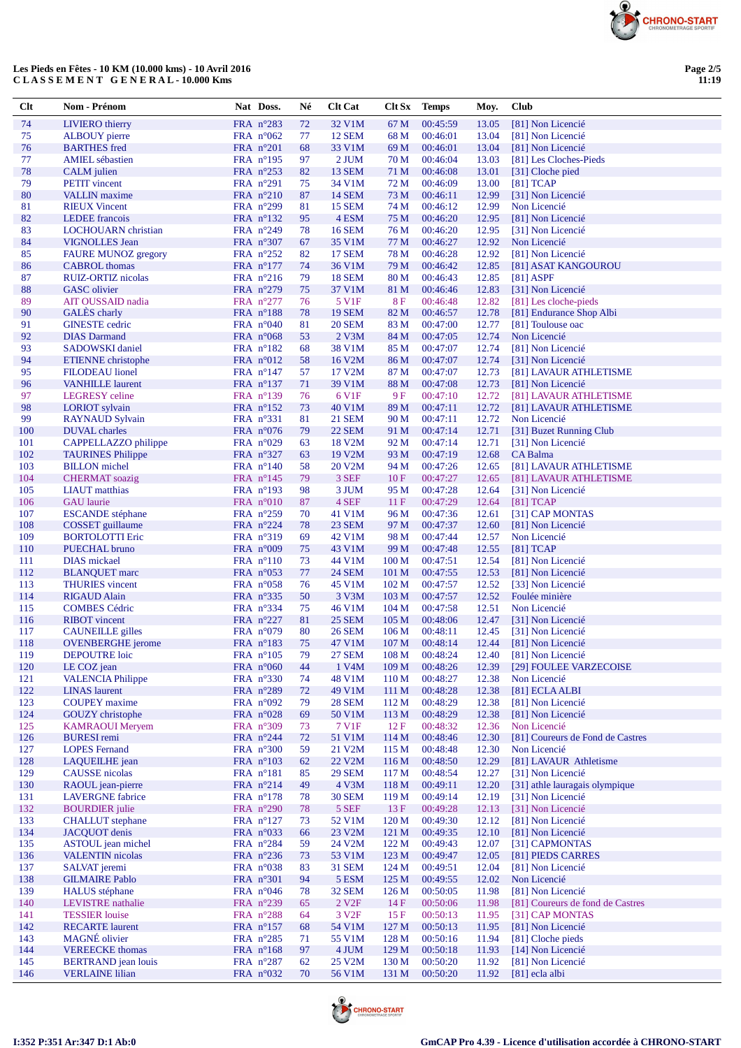Les Pieds en Fêtes - 10 KM (10.000 kms) - 10 Avril 2016
C L A S S E M E N T   G E N E R A L - 10.000 Kms

| Clt | Nom - Prénom | Nat | Doss. | Né | Clt Cat | Clt Sx | Temps | Moy. | Club |
|---|---|---|---|---|---|---|---|---|---|
| 74 | LIVIERO thierry | FRA | n°283 | 72 | 32 V1M | 67 M | 00:45:59 | 13.05 | [81] Non Licencié |
| 75 | ALBOUY pierre | FRA | n°062 | 77 | 12 SEM | 68 M | 00:46:01 | 13.04 | [81] Non Licencié |
| 76 | BARTHES fred | FRA | n°201 | 68 | 33 V1M | 69 M | 00:46:01 | 13.04 | [81] Non Licencié |
| 77 | AMIEL sébastien | FRA | n°195 | 97 | 2 JUM | 70 M | 00:46:04 | 13.03 | [81] Les Cloches-Pieds |
| 78 | CALM julien | FRA | n°253 | 82 | 13 SEM | 71 M | 00:46:08 | 13.01 | [31] Cloche pied |
| 79 | PETIT vincent | FRA | n°291 | 75 | 34 V1M | 72 M | 00:46:09 | 13.00 | [81] TCAP |
| 80 | VALLIN maxime | FRA | n°210 | 87 | 14 SEM | 73 M | 00:46:11 | 12.99 | [31] Non Licencié |
| 81 | RIEUX Vincent | FRA | n°299 | 81 | 15 SEM | 74 M | 00:46:12 | 12.99 | Non Licencié |
| 82 | LEDEE francois | FRA | n°132 | 95 | 4 ESM | 75 M | 00:46:20 | 12.95 | [81] Non Licencié |
| 83 | LOCHOUARN christian | FRA | n°249 | 78 | 16 SEM | 76 M | 00:46:20 | 12.95 | [31] Non Licencié |
| 84 | VIGNOLLES Jean | FRA | n°307 | 67 | 35 V1M | 77 M | 00:46:27 | 12.92 | Non Licencié |
| 85 | FAURE MUNOZ gregory | FRA | n°252 | 82 | 17 SEM | 78 M | 00:46:28 | 12.92 | [81] Non Licencié |
| 86 | CABROL thomas | FRA | n°177 | 74 | 36 V1M | 79 M | 00:46:42 | 12.85 | [81] ASAT KANGOUROU |
| 87 | RUIZ-ORTIZ nicolas | FRA | n°216 | 79 | 18 SEM | 80 M | 00:46:43 | 12.85 | [81] ASPF |
| 88 | GASC olivier | FRA | n°279 | 75 | 37 V1M | 81 M | 00:46:46 | 12.83 | [31] Non Licencié |
| 89 | AIT OUSSAID nadia | FRA | n°277 | 76 | 5 V1F | 8 F | 00:46:48 | 12.82 | [81] Les cloche-pieds |
| 90 | GALÈS charly | FRA | n°188 | 78 | 19 SEM | 82 M | 00:46:57 | 12.78 | [81] Endurance Shop Albi |
| 91 | GINESTE cedric | FRA | n°040 | 81 | 20 SEM | 83 M | 00:47:00 | 12.77 | [81] Toulouse oac |
| 92 | DIAS Darmand | FRA | n°068 | 53 | 2 V3M | 84 M | 00:47:05 | 12.74 | Non Licencié |
| 93 | SADOWSKI daniel | FRA | n°182 | 68 | 38 V1M | 85 M | 00:47:07 | 12.74 | [81] Non Licencié |
| 94 | ETIENNE christophe | FRA | n°012 | 58 | 16 V2M | 86 M | 00:47:07 | 12.74 | [31] Non Licencié |
| 95 | FILODEAU lionel | FRA | n°147 | 57 | 17 V2M | 87 M | 00:47:07 | 12.73 | [81] LAVAUR ATHLETISME |
| 96 | VANHILLE laurent | FRA | n°137 | 71 | 39 V1M | 88 M | 00:47:08 | 12.73 | [81] Non Licencié |
| 97 | LEGRESY celine | FRA | n°139 | 76 | 6 V1F | 9 F | 00:47:10 | 12.72 | [81] LAVAUR ATHLETISME |
| 98 | LORIOT sylvain | FRA | n°152 | 73 | 40 V1M | 89 M | 00:47:11 | 12.72 | [81] LAVAUR ATHLETISME |
| 99 | RAYNAUD Sylvain | FRA | n°331 | 81 | 21 SEM | 90 M | 00:47:11 | 12.72 | Non Licencié |
| 100 | DUVAL charles | FRA | n°076 | 79 | 22 SEM | 91 M | 00:47:14 | 12.71 | [31] Buzet Running Club |
| 101 | CAPPELLAZZO philippe | FRA | n°029 | 63 | 18 V2M | 92 M | 00:47:14 | 12.71 | [31] Non Licencié |
| 102 | TAURINES Philippe | FRA | n°327 | 63 | 19 V2M | 93 M | 00:47:19 | 12.68 | CA Balma |
| 103 | BILLON michel | FRA | n°140 | 58 | 20 V2M | 94 M | 00:47:26 | 12.65 | [81] LAVAUR ATHLETISME |
| 104 | CHERMAT soazig | FRA | n°145 | 79 | 3 SEF | 10 F | 00:47:27 | 12.65 | [81] LAVAUR ATHLETISME |
| 105 | LIAUT matthias | FRA | n°193 | 98 | 3 JUM | 95 M | 00:47:28 | 12.64 | [31] Non Licencié |
| 106 | GAU laurie | FRA | n°010 | 87 | 4 SEF | 11 F | 00:47:29 | 12.64 | [81] TCAP |
| 107 | ESCANDE stéphane | FRA | n°259 | 70 | 41 V1M | 96 M | 00:47:36 | 12.61 | [31] CAP MONTAS |
| 108 | COSSET guillaume | FRA | n°224 | 78 | 23 SEM | 97 M | 00:47:37 | 12.60 | [81] Non Licencié |
| 109 | BORTOLOTTI Eric | FRA | n°319 | 69 | 42 V1M | 98 M | 00:47:44 | 12.57 | Non Licencié |
| 110 | PUECHAL bruno | FRA | n°009 | 75 | 43 V1M | 99 M | 00:47:48 | 12.55 | [81] TCAP |
| 111 | DIAS mickael | FRA | n°110 | 73 | 44 V1M | 100 M | 00:47:51 | 12.54 | [81] Non Licencié |
| 112 | BLANQUET marc | FRA | n°053 | 77 | 24 SEM | 101 M | 00:47:55 | 12.53 | [81] Non Licencié |
| 113 | THURIES vincent | FRA | n°058 | 76 | 45 V1M | 102 M | 00:47:57 | 12.52 | [33] Non Licencié |
| 114 | RIGAUD Alain | FRA | n°335 | 50 | 3 V3M | 103 M | 00:47:57 | 12.52 | Foulée minière |
| 115 | COMBES Cédric | FRA | n°334 | 75 | 46 V1M | 104 M | 00:47:58 | 12.51 | Non Licencié |
| 116 | RIBOT vincent | FRA | n°227 | 81 | 25 SEM | 105 M | 00:48:06 | 12.47 | [31] Non Licencié |
| 117 | CAUNEILLE gilles | FRA | n°079 | 80 | 26 SEM | 106 M | 00:48:11 | 12.45 | [31] Non Licencié |
| 118 | OVENBERGHE jerome | FRA | n°183 | 75 | 47 V1M | 107 M | 00:48:14 | 12.44 | [81] Non Licencié |
| 119 | DEPOUTRE loic | FRA | n°105 | 79 | 27 SEM | 108 M | 00:48:24 | 12.40 | [81] Non Licencié |
| 120 | LE COZ jean | FRA | n°060 | 44 | 1 V4M | 109 M | 00:48:26 | 12.39 | [29] FOULEE VARZECOISE |
| 121 | VALENCIA Philippe | FRA | n°330 | 74 | 48 V1M | 110 M | 00:48:27 | 12.38 | Non Licencié |
| 122 | LINAS laurent | FRA | n°289 | 72 | 49 V1M | 111 M | 00:48:28 | 12.38 | [81] ECLA ALBI |
| 123 | COUPEY maxime | FRA | n°092 | 79 | 28 SEM | 112 M | 00:48:29 | 12.38 | [81] Non Licencié |
| 124 | GOUZY christophe | FRA | n°028 | 69 | 50 V1M | 113 M | 00:48:29 | 12.38 | [81] Non Licencié |
| 125 | KAMRAOUI Meryem | FRA | n°309 | 73 | 7 V1F | 12 F | 00:48:32 | 12.36 | Non Licencié |
| 126 | BURESI remi | FRA | n°244 | 72 | 51 V1M | 114 M | 00:48:46 | 12.30 | [81] Coureurs de Fond de Castres |
| 127 | LOPES Fernand | FRA | n°300 | 59 | 21 V2M | 115 M | 00:48:48 | 12.30 | Non Licencié |
| 128 | LAQUEILHE jean | FRA | n°103 | 62 | 22 V2M | 116 M | 00:48:50 | 12.29 | [81] LAVAUR Athletisme |
| 129 | CAUSSE nicolas | FRA | n°181 | 85 | 29 SEM | 117 M | 00:48:54 | 12.27 | [31] Non Licencié |
| 130 | RAOUL jean-pierre | FRA | n°214 | 49 | 4 V3M | 118 M | 00:49:11 | 12.20 | [31] athle lauragais olympique |
| 131 | LAVERGNE fabrice | FRA | n°178 | 78 | 30 SEM | 119 M | 00:49:14 | 12.19 | [31] Non Licencié |
| 132 | BOURDIER julie | FRA | n°290 | 78 | 5 SEF | 13 F | 00:49:28 | 12.13 | [31] Non Licencié |
| 133 | CHALLUT stephane | FRA | n°127 | 73 | 52 V1M | 120 M | 00:49:30 | 12.12 | [81] Non Licencié |
| 134 | JACQUOT denis | FRA | n°033 | 66 | 23 V2M | 121 M | 00:49:35 | 12.10 | [81] Non Licencié |
| 135 | ASTOUL jean michel | FRA | n°284 | 59 | 24 V2M | 122 M | 00:49:43 | 12.07 | [31] CAPMONTAS |
| 136 | VALENTIN nicolas | FRA | n°236 | 73 | 53 V1M | 123 M | 00:49:47 | 12.05 | [81] PIEDS CARRES |
| 137 | SALVAT jeremi | FRA | n°038 | 83 | 31 SEM | 124 M | 00:49:51 | 12.04 | [81] Non Licencié |
| 138 | GILMAIRE Pablo | FRA | n°301 | 94 | 5 ESM | 125 M | 00:49:55 | 12.02 | Non Licencié |
| 139 | HALUS stéphane | FRA | n°046 | 78 | 32 SEM | 126 M | 00:50:05 | 11.98 | [81] Non Licencié |
| 140 | LEVISTRE nathalie | FRA | n°239 | 65 | 2 V2F | 14 F | 00:50:06 | 11.98 | [81] Coureurs de fond de Castres |
| 141 | TESSIER louise | FRA | n°288 | 64 | 3 V2F | 15 F | 00:50:13 | 11.95 | [31] CAP MONTAS |
| 142 | RECARTE laurent | FRA | n°157 | 68 | 54 V1M | 127 M | 00:50:13 | 11.95 | [81] Non Licencié |
| 143 | MAGNÉ olivier | FRA | n°285 | 71 | 55 V1M | 128 M | 00:50:16 | 11.94 | [81] Cloche pieds |
| 144 | VEREECKE thomas | FRA | n°168 | 97 | 4 JUM | 129 M | 00:50:18 | 11.93 | [14] Non Licencié |
| 145 | BERTRAND jean louis | FRA | n°287 | 62 | 25 V2M | 130 M | 00:50:20 | 11.92 | [81] Non Licencié |
| 146 | VERLAINE lilian | FRA | n°032 | 70 | 56 V1M | 131 M | 00:50:20 | 11.92 | [81] ecla albi |

I:352 P:351 Ar:347 D:1 Ab:0

GmCAP Pro 4.39 - Licence d'utilisation accordée à CHRONO-START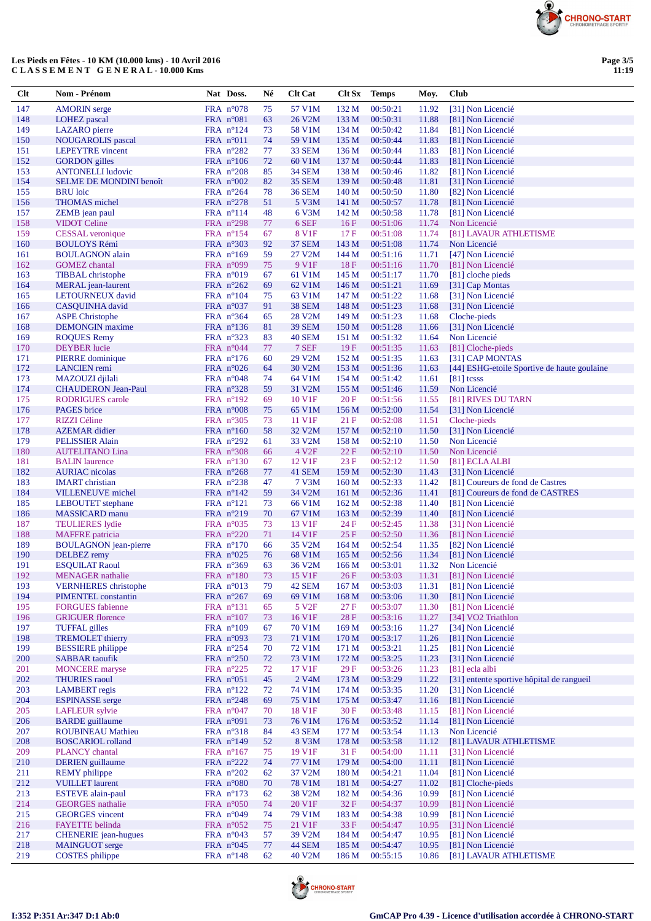Les Pieds en Fêtes - 10 KM (10.000 kms) - 10 Avril 2016
**C L A S S E M E N T   G E N E R A L - 10.000 Kms**

| Clt | Nom - Prénom | Nat | Doss. | Né | Clt Cat | Clt Sx | Temps | Moy. | Club |
|---|---|---|---|---|---|---|---|---|---|
| 147 | AMORIN serge | FRA | n°078 | 75 | 57 V1M | 132 M | 00:50:21 | 11.92 | [31] Non Licencié |
| 148 | LOHEZ pascal | FRA | n°081 | 63 | 26 V2M | 133 M | 00:50:31 | 11.88 | [81] Non Licencié |
| 149 | LAZARO pierre | FRA | n°124 | 73 | 58 V1M | 134 M | 00:50:42 | 11.84 | [81] Non Licencié |
| 150 | NOUGAROLIS pascal | FRA | n°011 | 74 | 59 V1M | 135 M | 00:50:44 | 11.83 | [81] Non Licencié |
| 151 | LEPEYTRE vincent | FRA | n°282 | 77 | 33 SEM | 136 M | 00:50:44 | 11.83 | [81] Non Licencié |
| 152 | GORDON gilles | FRA | n°106 | 72 | 60 V1M | 137 M | 00:50:44 | 11.83 | [81] Non Licencié |
| 153 | ANTONELLI ludovic | FRA | n°208 | 85 | 34 SEM | 138 M | 00:50:46 | 11.82 | [81] Non Licencié |
| 154 | SELME DE MONDINI benoît | FRA | n°002 | 82 | 35 SEM | 139 M | 00:50:48 | 11.81 | [31] Non Licencié |
| 155 | BRU loic | FRA | n°264 | 78 | 36 SEM | 140 M | 00:50:50 | 11.80 | [82] Non Licencié |
| 156 | THOMAS michel | FRA | n°278 | 51 | 5 V3M | 141 M | 00:50:57 | 11.78 | [81] Non Licencié |
| 157 | ZEMB jean paul | FRA | n°114 | 48 | 6 V3M | 142 M | 00:50:58 | 11.78 | [81] Non Licencié |
| 158 | VIDOT Celine | FRA | n°298 | 77 | 6 SEF | 16 F | 00:51:06 | 11.74 | Non Licencié |
| 159 | CESSAL veronique | FRA | n°154 | 67 | 8 V1F | 17 F | 00:51:08 | 11.74 | [81] LAVAUR ATHLETISME |
| 160 | BOULOYS Rémi | FRA | n°303 | 92 | 37 SEM | 143 M | 00:51:08 | 11.74 | Non Licencié |
| 161 | BOULAGNON alain | FRA | n°169 | 59 | 27 V2M | 144 M | 00:51:16 | 11.71 | [47] Non Licencié |
| 162 | GOMEZ chantal | FRA | n°099 | 75 | 9 V1F | 18 F | 00:51:16 | 11.70 | [81] Non Licencié |
| 163 | TIBBAL christophe | FRA | n°019 | 67 | 61 V1M | 145 M | 00:51:17 | 11.70 | [81] cloche pieds |
| 164 | MERAL jean-laurent | FRA | n°262 | 69 | 62 V1M | 146 M | 00:51:21 | 11.69 | [31] Cap Montas |
| 165 | LETOURNEUX david | FRA | n°104 | 75 | 63 V1M | 147 M | 00:51:22 | 11.68 | [31] Non Licencié |
| 166 | CASQUINHA david | FRA | n°037 | 91 | 38 SEM | 148 M | 00:51:23 | 11.68 | [31] Non Licencié |
| 167 | ASPE Christophe | FRA | n°364 | 65 | 28 V2M | 149 M | 00:51:23 | 11.68 | Cloche-pieds |
| 168 | DEMONGIN maxime | FRA | n°136 | 81 | 39 SEM | 150 M | 00:51:28 | 11.66 | [31] Non Licencié |
| 169 | ROQUES Remy | FRA | n°323 | 83 | 40 SEM | 151 M | 00:51:32 | 11.64 | Non Licencié |
| 170 | DEYBER lucie | FRA | n°044 | 77 | 7 SEF | 19 F | 00:51:35 | 11.63 | [81] Cloche-pieds |
| 171 | PIERRE dominique | FRA | n°176 | 60 | 29 V2M | 152 M | 00:51:35 | 11.63 | [31] CAP MONTAS |
| 172 | LANCIEN remi | FRA | n°026 | 64 | 30 V2M | 153 M | 00:51:36 | 11.63 | [44] ESHG-etoile Sportive de haute goulaine |
| 173 | MAZOUZI djilali | FRA | n°048 | 74 | 64 V1M | 154 M | 00:51:42 | 11.61 | [81] tcsss |
| 174 | CHAUDERON Jean-Paul | FRA | n°328 | 59 | 31 V2M | 155 M | 00:51:46 | 11.59 | Non Licencié |
| 175 | RODRIGUES carole | FRA | n°192 | 69 | 10 V1F | 20 F | 00:51:56 | 11.55 | [81] RIVES DU TARN |
| 176 | PAGES brice | FRA | n°008 | 75 | 65 V1M | 156 M | 00:52:00 | 11.54 | [31] Non Licencié |
| 177 | RIZZI Céline | FRA | n°305 | 73 | 11 V1F | 21 F | 00:52:08 | 11.51 | Cloche-pieds |
| 178 | AZEMAR didier | FRA | n°160 | 58 | 32 V2M | 157 M | 00:52:10 | 11.50 | [31] Non Licencié |
| 179 | PELISSIER Alain | FRA | n°292 | 61 | 33 V2M | 158 M | 00:52:10 | 11.50 | Non Licencié |
| 180 | AUTELITANO Lina | FRA | n°308 | 66 | 4 V2F | 22 F | 00:52:10 | 11.50 | Non Licencié |
| 181 | BALIN laurence | FRA | n°130 | 67 | 12 V1F | 23 F | 00:52:12 | 11.50 | [81] ECLA ALBI |
| 182 | AURIAC nicolas | FRA | n°268 | 77 | 41 SEM | 159 M | 00:52:30 | 11.43 | [31] Non Licencié |
| 183 | IMART christian | FRA | n°238 | 47 | 7 V3M | 160 M | 00:52:33 | 11.42 | [81] Coureurs de fond de Castres |
| 184 | VILLENEUVE michel | FRA | n°142 | 59 | 34 V2M | 161 M | 00:52:36 | 11.41 | [81] Coureurs de fond de CASTRES |
| 185 | LEBOUTET stephane | FRA | n°121 | 73 | 66 V1M | 162 M | 00:52:38 | 11.40 | [81] Non Licencié |
| 186 | MASSICARD manu | FRA | n°219 | 70 | 67 V1M | 163 M | 00:52:39 | 11.40 | [81] Non Licencié |
| 187 | TEULIERES lydie | FRA | n°035 | 73 | 13 V1F | 24 F | 00:52:45 | 11.38 | [31] Non Licencié |
| 188 | MAFFRE patricia | FRA | n°220 | 71 | 14 V1F | 25 F | 00:52:50 | 11.36 | [81] Non Licencié |
| 189 | BOULAGNON jean-pierre | FRA | n°170 | 66 | 35 V2M | 164 M | 00:52:54 | 11.35 | [82] Non Licencié |
| 190 | DELBEZ remy | FRA | n°025 | 76 | 68 V1M | 165 M | 00:52:56 | 11.34 | [81] Non Licencié |
| 191 | ESQUILAT Raoul | FRA | n°369 | 63 | 36 V2M | 166 M | 00:53:01 | 11.32 | Non Licencié |
| 192 | MENAGER nathalie | FRA | n°180 | 73 | 15 V1F | 26 F | 00:53:03 | 11.31 | [81] Non Licencié |
| 193 | VERNHERES christophe | FRA | n°013 | 79 | 42 SEM | 167 M | 00:53:03 | 11.31 | [81] Non Licencié |
| 194 | PIMENTEL constantin | FRA | n°267 | 69 | 69 V1M | 168 M | 00:53:06 | 11.30 | [81] Non Licencié |
| 195 | FORGUES fabienne | FRA | n°131 | 65 | 5 V2F | 27 F | 00:53:07 | 11.30 | [81] Non Licencié |
| 196 | GRIGUER florence | FRA | n°107 | 73 | 16 V1F | 28 F | 00:53:16 | 11.27 | [34] VO2 Triathlon |
| 197 | TUFFAL gilles | FRA | n°109 | 67 | 70 V1M | 169 M | 00:53:16 | 11.27 | [34] Non Licencié |
| 198 | TREMOLET thierry | FRA | n°093 | 73 | 71 V1M | 170 M | 00:53:17 | 11.26 | [81] Non Licencié |
| 199 | BESSIERE philippe | FRA | n°254 | 70 | 72 V1M | 171 M | 00:53:21 | 11.25 | [81] Non Licencié |
| 200 | SABBAR taoufik | FRA | n°250 | 72 | 73 V1M | 172 M | 00:53:25 | 11.23 | [31] Non Licencié |
| 201 | MONCERE maryse | FRA | n°225 | 72 | 17 V1F | 29 F | 00:53:26 | 11.23 | [81] ecla albi |
| 202 | THURIES raoul | FRA | n°051 | 45 | 2 V4M | 173 M | 00:53:29 | 11.22 | [31] entente sportive hôpital de rangueil |
| 203 | LAMBERT regis | FRA | n°122 | 72 | 74 V1M | 174 M | 00:53:35 | 11.20 | [31] Non Licencié |
| 204 | ESPINASSE serge | FRA | n°248 | 69 | 75 V1M | 175 M | 00:53:47 | 11.16 | [81] Non Licencié |
| 205 | LAFLEUR sylvie | FRA | n°047 | 70 | 18 V1F | 30 F | 00:53:48 | 11.15 | [81] Non Licencié |
| 206 | BARDE guillaume | FRA | n°091 | 73 | 76 V1M | 176 M | 00:53:52 | 11.14 | [81] Non Licencié |
| 207 | ROUBINEAU Mathieu | FRA | n°318 | 84 | 43 SEM | 177 M | 00:53:54 | 11.13 | Non Licencié |
| 208 | BOSCARIOL rolland | FRA | n°149 | 52 | 8 V3M | 178 M | 00:53:58 | 11.12 | [81] LAVAUR ATHLETISME |
| 209 | PLANCY chantal | FRA | n°167 | 75 | 19 V1F | 31 F | 00:54:00 | 11.11 | [31] Non Licencié |
| 210 | DERIEN guillaume | FRA | n°222 | 74 | 77 V1M | 179 M | 00:54:00 | 11.11 | [81] Non Licencié |
| 211 | REMY philippe | FRA | n°202 | 62 | 37 V2M | 180 M | 00:54:21 | 11.04 | [81] Non Licencié |
| 212 | VUILLET laurent | FRA | n°080 | 70 | 78 V1M | 181 M | 00:54:27 | 11.02 | [81] Cloche-pieds |
| 213 | ESTEVE alain-paul | FRA | n°173 | 62 | 38 V2M | 182 M | 00:54:36 | 10.99 | [81] Non Licencié |
| 214 | GEORGES nathalie | FRA | n°050 | 74 | 20 V1F | 32 F | 00:54:37 | 10.99 | [81] Non Licencié |
| 215 | GEORGES vincent | FRA | n°049 | 74 | 79 V1M | 183 M | 00:54:38 | 10.99 | [81] Non Licencié |
| 216 | FAYETTE belinda | FRA | n°052 | 75 | 21 V1F | 33 F | 00:54:47 | 10.95 | [31] Non Licencié |
| 217 | CHENERIE jean-hugues | FRA | n°043 | 57 | 39 V2M | 184 M | 00:54:47 | 10.95 | [81] Non Licencié |
| 218 | MAINGUOT serge | FRA | n°045 | 77 | 44 SEM | 185 M | 00:54:47 | 10.95 | [81] Non Licencié |
| 219 | COSTES philippe | FRA | n°148 | 62 | 40 V2M | 186 M | 00:55:15 | 10.86 | [81] LAVAUR ATHLETISME |

I:352 P:351 Ar:347 D:1 Ab:0

GmCAP Pro 4.39 - Licence d'utilisation accordée à CHRONO-START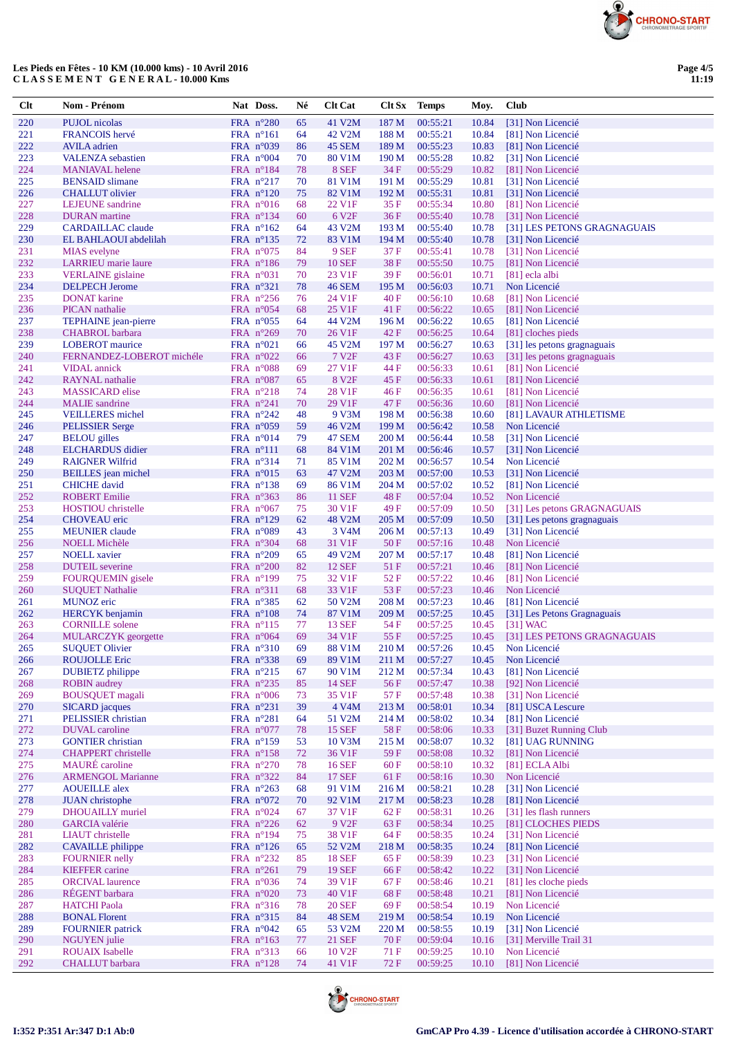**Les Pieds en Fêtes - 10 KM (10.000 kms) - 10 Avril 2016**
**C L A S S E M E N T   G E N E R A L - 10.000 Kms**

| Clt | Nom - Prénom | Nat | Doss. | Né | Clt Cat | Clt Sx | Temps | Moy. | Club |
|---|---|---|---|---|---|---|---|---|---|
| 220 | PUJOL nicolas | FRA | n°280 | 65 | 41 V2M | 187 M | 00:55:21 | 10.84 | [31] Non Licencié |
| 221 | FRANCOIS hervé | FRA | n°161 | 64 | 42 V2M | 188 M | 00:55:21 | 10.84 | [31] Non Licencié |
| 222 | AVILA adrien | FRA | n°039 | 86 | 45 SEM | 189 M | 00:55:23 | 10.83 | [81] Non Licencié |
| 223 | VALENZA sebastien | FRA | n°004 | 70 | 80 V1M | 190 M | 00:55:28 | 10.82 | [31] Non Licencié |
| 224 | MANIAVAL helene | FRA | n°184 | 78 | 8 SEF | 34 F | 00:55:29 | 10.82 | [81] Non Licencié |
| 225 | BENSAID slimane | FRA | n°217 | 70 | 81 V1M | 191 M | 00:55:29 | 10.81 | [31] Non Licencié |
| 226 | CHALLUT olivier | FRA | n°120 | 75 | 82 V1M | 192 M | 00:55:31 | 10.81 | [31] Non Licencié |
| 227 | LEJEUNE sandrine | FRA | n°016 | 68 | 22 V1F | 35 F | 00:55:34 | 10.80 | [81] Non Licencié |
| 228 | DURAN martine | FRA | n°134 | 60 | 6 V2F | 36 F | 00:55:40 | 10.78 | [31] Non Licencié |
| 229 | CARDAILLAC claude | FRA | n°162 | 64 | 43 V2M | 193 M | 00:55:40 | 10.78 | [31] LES PETONS GRAGNAGUAIS |
| 230 | EL BAHLAOUI abdelilah | FRA | n°135 | 72 | 83 V1M | 194 M | 00:55:40 | 10.78 | [31] Non Licencié |
| 231 | MIAS evelyne | FRA | n°075 | 84 | 9 SEF | 37 F | 00:55:41 | 10.78 | [31] Non Licencié |
| 232 | LARRIEU marie laure | FRA | n°186 | 79 | 10 SEF | 38 F | 00:55:50 | 10.75 | [81] Non Licencié |
| 233 | VERLAINE gislaine | FRA | n°031 | 70 | 23 V1F | 39 F | 00:56:01 | 10.71 | [81] ecla albi |
| 234 | DELPECH Jerome | FRA | n°321 | 78 | 46 SEM | 195 M | 00:56:03 | 10.71 | Non Licencié |
| 235 | DONAT karine | FRA | n°256 | 76 | 24 V1F | 40 F | 00:56:10 | 10.68 | [81] Non Licencié |
| 236 | PICAN nathalie | FRA | n°054 | 68 | 25 V1F | 41 F | 00:56:22 | 10.65 | [81] Non Licencié |
| 237 | TEPHAINE jean-pierre | FRA | n°055 | 64 | 44 V2M | 196 M | 00:56:22 | 10.65 | [81] Non Licencié |
| 238 | CHABROL barbara | FRA | n°269 | 70 | 26 V1F | 42 F | 00:56:25 | 10.64 | [81] cloches pieds |
| 239 | LOBEROT maurice | FRA | n°021 | 66 | 45 V2M | 197 M | 00:56:27 | 10.63 | [31] les petons gragnaguais |
| 240 | FERNANDEZ-LOBEROT michéle | FRA | n°022 | 66 | 7 V2F | 43 F | 00:56:27 | 10.63 | [31] les petons gragnaguais |
| 241 | VIDAL annick | FRA | n°088 | 69 | 27 V1F | 44 F | 00:56:33 | 10.61 | [81] Non Licencié |
| 242 | RAYNAL nathalie | FRA | n°087 | 65 | 8 V2F | 45 F | 00:56:33 | 10.61 | [81] Non Licencié |
| 243 | MASSICARD elise | FRA | n°218 | 74 | 28 V1F | 46 F | 00:56:35 | 10.61 | [81] Non Licencié |
| 244 | MALIE sandrine | FRA | n°241 | 70 | 29 V1F | 47 F | 00:56:36 | 10.60 | [81] Non Licencié |
| 245 | VEILLERES michel | FRA | n°242 | 48 | 9 V3M | 198 M | 00:56:38 | 10.60 | [81] LAVAUR ATHLETISME |
| 246 | PELISSIER Serge | FRA | n°059 | 59 | 46 V2M | 199 M | 00:56:42 | 10.58 | Non Licencié |
| 247 | BELOU gilles | FRA | n°014 | 79 | 47 SEM | 200 M | 00:56:44 | 10.58 | [31] Non Licencié |
| 248 | ELCHARDUS didier | FRA | n°111 | 68 | 84 V1M | 201 M | 00:56:46 | 10.57 | [31] Non Licencié |
| 249 | RAIGNER Wilfrid | FRA | n°314 | 71 | 85 V1M | 202 M | 00:56:57 | 10.54 | Non Licencié |
| 250 | BEILLES jean michel | FRA | n°015 | 63 | 47 V2M | 203 M | 00:57:00 | 10.53 | [31] Non Licencié |
| 251 | CHICHE david | FRA | n°138 | 69 | 86 V1M | 204 M | 00:57:02 | 10.52 | [81] Non Licencié |
| 252 | ROBERT Emilie | FRA | n°363 | 86 | 11 SEF | 48 F | 00:57:04 | 10.52 | Non Licencié |
| 253 | HOSTIOU christelle | FRA | n°067 | 75 | 30 V1F | 49 F | 00:57:09 | 10.50 | [31] Les petons GRAGNAGUAIS |
| 254 | CHOVEAU eric | FRA | n°129 | 62 | 48 V2M | 205 M | 00:57:09 | 10.50 | [31] Les petons gragnaguais |
| 255 | MEUNIER claude | FRA | n°089 | 43 | 3 V4M | 206 M | 00:57:13 | 10.49 | [31] Non Licencié |
| 256 | NOELL Michèle | FRA | n°304 | 68 | 31 V1F | 50 F | 00:57:16 | 10.48 | Non Licencié |
| 257 | NOELL xavier | FRA | n°209 | 65 | 49 V2M | 207 M | 00:57:17 | 10.48 | [81] Non Licencié |
| 258 | DUTEIL severine | FRA | n°200 | 82 | 12 SEF | 51 F | 00:57:21 | 10.46 | [81] Non Licencié |
| 259 | FOURQUEMIN gisele | FRA | n°199 | 75 | 32 V1F | 52 F | 00:57:22 | 10.46 | [81] Non Licencié |
| 260 | SUQUET Nathalie | FRA | n°311 | 68 | 33 V1F | 53 F | 00:57:23 | 10.46 | Non Licencié |
| 261 | MUNOZ eric | FRA | n°385 | 62 | 50 V2M | 208 M | 00:57:23 | 10.46 | [81] Non Licencié |
| 262 | HERCYK benjamin | FRA | n°108 | 74 | 87 V1M | 209 M | 00:57:25 | 10.45 | [31] Les Petons Gragnaguais |
| 263 | CORNILLE solene | FRA | n°115 | 77 | 13 SEF | 54 F | 00:57:25 | 10.45 | [31] WAC |
| 264 | MULARCZYK georgette | FRA | n°064 | 69 | 34 V1F | 55 F | 00:57:25 | 10.45 | [31] LES PETONS GRAGNAGUAIS |
| 265 | SUQUET Olivier | FRA | n°310 | 69 | 88 V1M | 210 M | 00:57:26 | 10.45 | Non Licencié |
| 266 | ROUJOLLE Eric | FRA | n°338 | 69 | 89 V1M | 211 M | 00:57:27 | 10.45 | Non Licencié |
| 267 | DUBIETZ philippe | FRA | n°215 | 67 | 90 V1M | 212 M | 00:57:34 | 10.43 | [81] Non Licencié |
| 268 | ROBIN audrey | FRA | n°235 | 85 | 14 SEF | 56 F | 00:57:47 | 10.38 | [92] Non Licencié |
| 269 | BOUSQUET magali | FRA | n°006 | 73 | 35 V1F | 57 F | 00:57:48 | 10.38 | [31] Non Licencié |
| 270 | SICARD jacques | FRA | n°231 | 39 | 4 V4M | 213 M | 00:58:01 | 10.34 | [81] USCA Lescure |
| 271 | PELISSIER christian | FRA | n°281 | 64 | 51 V2M | 214 M | 00:58:02 | 10.34 | [81] Non Licencié |
| 272 | DUVAL caroline | FRA | n°077 | 78 | 15 SEF | 58 F | 00:58:06 | 10.33 | [31] Buzet Running Club |
| 273 | GONTIER christian | FRA | n°159 | 53 | 10 V3M | 215 M | 00:58:07 | 10.32 | [81] UAG RUNNING |
| 274 | CHAPPERT christelle | FRA | n°158 | 72 | 36 V1F | 59 F | 00:58:08 | 10.32 | [81] Non Licencié |
| 275 | MAURÉ caroline | FRA | n°270 | 78 | 16 SEF | 60 F | 00:58:10 | 10.32 | [81] ECLA Albi |
| 276 | ARMENGOL Marianne | FRA | n°322 | 84 | 17 SEF | 61 F | 00:58:16 | 10.30 | Non Licencié |
| 277 | AOUEILLE alex | FRA | n°263 | 68 | 91 V1M | 216 M | 00:58:21 | 10.28 | [31] Non Licencié |
| 278 | JUAN christophe | FRA | n°072 | 70 | 92 V1M | 217 M | 00:58:23 | 10.28 | [81] Non Licencié |
| 279 | DHOUAILLY muriel | FRA | n°024 | 67 | 37 V1F | 62 F | 00:58:31 | 10.26 | [31] les flash runners |
| 280 | GARCIA valérie | FRA | n°226 | 62 | 9 V2F | 63 F | 00:58:34 | 10.25 | [81] CLOCHES PIEDS |
| 281 | LIAUT christelle | FRA | n°194 | 75 | 38 V1F | 64 F | 00:58:35 | 10.24 | [31] Non Licencié |
| 282 | CAVAILLE philippe | FRA | n°126 | 65 | 52 V2M | 218 M | 00:58:35 | 10.24 | [81] Non Licencié |
| 283 | FOURNIER nelly | FRA | n°232 | 85 | 18 SEF | 65 F | 00:58:39 | 10.23 | [31] Non Licencié |
| 284 | KIEFFER carine | FRA | n°261 | 79 | 19 SEF | 66 F | 00:58:42 | 10.22 | [31] Non Licencié |
| 285 | ORCIVAL laurence | FRA | n°036 | 74 | 39 V1F | 67 F | 00:58:46 | 10.21 | [81] les cloche pieds |
| 286 | RÉGENT barbara | FRA | n°020 | 73 | 40 V1F | 68 F | 00:58:48 | 10.21 | [81] Non Licencié |
| 287 | HATCHI Paola | FRA | n°316 | 78 | 20 SEF | 69 F | 00:58:54 | 10.19 | Non Licencié |
| 288 | BONAL Florent | FRA | n°315 | 84 | 48 SEM | 219 M | 00:58:54 | 10.19 | Non Licencié |
| 289 | FOURNIER patrick | FRA | n°042 | 65 | 53 V2M | 220 M | 00:58:55 | 10.19 | [31] Non Licencié |
| 290 | NGUYEN julie | FRA | n°163 | 77 | 21 SEF | 70 F | 00:59:04 | 10.16 | [31] Merville Trail 31 |
| 291 | ROUAIX Isabelle | FRA | n°313 | 66 | 10 V2F | 71 F | 00:59:25 | 10.10 | Non Licencié |
| 292 | CHALLUT barbara | FRA | n°128 | 74 | 41 V1F | 72 F | 00:59:25 | 10.10 | [81] Non Licencié |

I:352 P:351 Ar:347 D:1 Ab:0

GmCAP Pro 4.39 - Licence d'utilisation accordée à CHRONO-START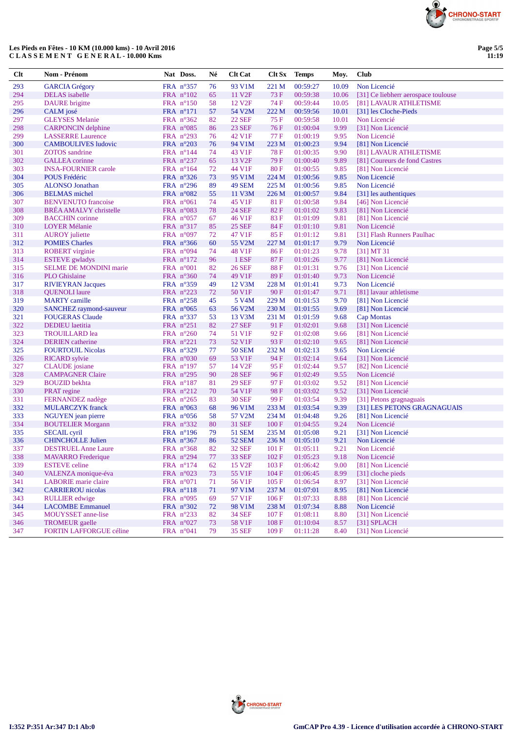**Les Pieds en Fêtes - 10 KM (10.000 kms) - 10 Avril 2016**
**C L A S S E M E N T  G E N E R A L - 10.000 Kms**

| Clt | Nom - Prénom | Nat | Doss. | Né | Clt Cat | Clt Sx | Temps | Moy. | Club |
|---|---|---|---|---|---|---|---|---|---|
| 293 | GARCIA Grégory | FRA | n°357 | 76 | 93 V1M | 221 M | 00:59:27 | 10.09 | Non Licencié |
| 294 | DELAS isabelle | FRA | n°102 | 65 | 11 V2F | 73 F | 00:59:38 | 10.06 | [31] Ce liebherr aerospace toulouse |
| 295 | DAURE brigitte | FRA | n°150 | 58 | 12 V2F | 74 F | 00:59:44 | 10.05 | [81] LAVAUR ATHLETISME |
| 296 | CALM josé | FRA | n°171 | 57 | 54 V2M | 222 M | 00:59:56 | 10.01 | [31] les Cloche-Pieds |
| 297 | GLEYSES Melanie | FRA | n°362 | 82 | 22 SEF | 75 F | 00:59:58 | 10.01 | Non Licencié |
| 298 | CARPONCIN delphine | FRA | n°085 | 86 | 23 SEF | 76 F | 01:00:04 | 9.99 | [31] Non Licencié |
| 299 | LASSERRE Laurence | FRA | n°293 | 76 | 42 V1F | 77 F | 01:00:19 | 9.95 | Non Licencié |
| 300 | CAMBOULIVES ludovic | FRA | n°203 | 76 | 94 V1M | 223 M | 01:00:23 | 9.94 | [81] Non Licencié |
| 301 | ZOTOS sandrine | FRA | n°144 | 74 | 43 V1F | 78 F | 01:00:35 | 9.90 | [81] LAVAUR ATHLETISME |
| 302 | GALLEA corinne | FRA | n°237 | 65 | 13 V2F | 79 F | 01:00:40 | 9.89 | [81] Coureurs de fond Castres |
| 303 | INSA-FOURNIER carole | FRA | n°164 | 72 | 44 V1F | 80 F | 01:00:55 | 9.85 | [81] Non Licencié |
| 304 | POUS Frédéric | FRA | n°326 | 73 | 95 V1M | 224 M | 01:00:56 | 9.85 | Non Licencié |
| 305 | ALONSO Jonathan | FRA | n°296 | 89 | 49 SEM | 225 M | 01:00:56 | 9.85 | Non Licencié |
| 306 | BELMAS michel | FRA | n°082 | 55 | 11 V3M | 226 M | 01:00:57 | 9.84 | [31] les authentiques |
| 307 | BENVENUTO francoise | FRA | n°061 | 74 | 45 V1F | 81 F | 01:00:58 | 9.84 | [46] Non Licencié |
| 308 | BRÉA AMALVY christelle | FRA | n°083 | 78 | 24 SEF | 82 F | 01:01:02 | 9.83 | [81] Non Licencié |
| 309 | BACCHIN corinne | FRA | n°057 | 67 | 46 V1F | 83 F | 01:01:09 | 9.81 | [81] Non Licencié |
| 310 | LOYER Mélanie | FRA | n°317 | 85 | 25 SEF | 84 F | 01:01:10 | 9.81 | Non Licencié |
| 311 | AUROY juliette | FRA | n°097 | 72 | 47 V1F | 85 F | 01:01:12 | 9.81 | [31] Flash Runners Paulhac |
| 312 | POMIES Charles | FRA | n°366 | 60 | 55 V2M | 227 M | 01:01:17 | 9.79 | Non Licencié |
| 313 | ROBERT virginie | FRA | n°094 | 74 | 48 V1F | 86 F | 01:01:23 | 9.78 | [31] MT 31 |
| 314 | ESTEVE gwladys | FRA | n°172 | 96 | 1 ESF | 87 F | 01:01:26 | 9.77 | [81] Non Licencié |
| 315 | SELME DE MONDINI marie | FRA | n°001 | 82 | 26 SEF | 88 F | 01:01:31 | 9.76 | [31] Non Licencié |
| 316 | PLO Ghislaine | FRA | n°360 | 74 | 49 V1F | 89 F | 01:01:40 | 9.73 | Non Licencié |
| 317 | RIVIEYRAN Jacques | FRA | n°359 | 49 | 12 V3M | 228 M | 01:01:41 | 9.73 | Non Licencié |
| 318 | QUENOLI laure | FRA | n°223 | 72 | 50 V1F | 90 F | 01:01:47 | 9.71 | [81] lavaur athletisme |
| 319 | MARTY camille | FRA | n°258 | 45 | 5 V4M | 229 M | 01:01:53 | 9.70 | [81] Non Licencié |
| 320 | SANCHEZ raymond-sauveur | FRA | n°065 | 63 | 56 V2M | 230 M | 01:01:55 | 9.69 | [81] Non Licencié |
| 321 | FOUGERAS Claude | FRA | n°337 | 53 | 13 V3M | 231 M | 01:01:59 | 9.68 | Cap Montas |
| 322 | DEDIEU laetitia | FRA | n°251 | 82 | 27 SEF | 91 F | 01:02:01 | 9.68 | [31] Non Licencié |
| 323 | TROUILLARD lea | FRA | n°260 | 74 | 51 V1F | 92 F | 01:02:08 | 9.66 | [81] Non Licencié |
| 324 | DERIEN catherine | FRA | n°221 | 73 | 52 V1F | 93 F | 01:02:10 | 9.65 | [81] Non Licencié |
| 325 | FOURTOUIL Nicolas | FRA | n°329 | 77 | 50 SEM | 232 M | 01:02:13 | 9.65 | Non Licencié |
| 326 | RICARD sylvie | FRA | n°030 | 69 | 53 V1F | 94 F | 01:02:14 | 9.64 | [31] Non Licencié |
| 327 | CLAUDE josiane | FRA | n°197 | 57 | 14 V2F | 95 F | 01:02:44 | 9.57 | [82] Non Licencié |
| 328 | CAMPAGNER Claire | FRA | n°295 | 90 | 28 SEF | 96 F | 01:02:49 | 9.55 | Non Licencié |
| 329 | BOUZID bekhta | FRA | n°187 | 81 | 29 SEF | 97 F | 01:03:02 | 9.52 | [81] Non Licencié |
| 330 | PRAT regine | FRA | n°212 | 70 | 54 V1F | 98 F | 01:03:02 | 9.52 | [31] Non Licencié |
| 331 | FERNANDEZ nadège | FRA | n°265 | 83 | 30 SEF | 99 F | 01:03:54 | 9.39 | [31] Petons gragnaguais |
| 332 | MULARCZYK franck | FRA | n°063 | 68 | 96 V1M | 233 M | 01:03:54 | 9.39 | [31] LES PETONS GRAGNAGUAIS |
| 333 | NGUYEN jean pierre | FRA | n°056 | 58 | 57 V2M | 234 M | 01:04:48 | 9.26 | [81] Non Licencié |
| 334 | BOUTELIER Morgann | FRA | n°332 | 80 | 31 SEF | 100 F | 01:04:55 | 9.24 | Non Licencié |
| 335 | SECAIL cyril | FRA | n°196 | 79 | 51 SEM | 235 M | 01:05:08 | 9.21 | [31] Non Licencié |
| 336 | CHINCHOLLE Julien | FRA | n°367 | 86 | 52 SEM | 236 M | 01:05:10 | 9.21 | Non Licencié |
| 337 | DESTRUEL Anne Laure | FRA | n°368 | 82 | 32 SEF | 101 F | 01:05:11 | 9.21 | Non Licencié |
| 338 | MAVARRO Frederique | FRA | n°294 | 77 | 33 SEF | 102 F | 01:05:23 | 9.18 | Non Licencié |
| 339 | ESTEVE celine | FRA | n°174 | 62 | 15 V2F | 103 F | 01:06:42 | 9.00 | [81] Non Licencié |
| 340 | VALENZA monique-éva | FRA | n°023 | 73 | 55 V1F | 104 F | 01:06:45 | 8.99 | [31] cloche pieds |
| 341 | LABORIE marie claire | FRA | n°071 | 71 | 56 V1F | 105 F | 01:06:54 | 8.97 | [31] Non Licencié |
| 342 | CARRIEROU nicolas | FRA | n°118 | 71 | 97 V1M | 237 M | 01:07:01 | 8.95 | [81] Non Licencié |
| 343 | RULLIER edwige | FRA | n°095 | 69 | 57 V1F | 106 F | 01:07:33 | 8.88 | [81] Non Licencié |
| 344 | LACOMBE Emmanuel | FRA | n°302 | 72 | 98 V1M | 238 M | 01:07:34 | 8.88 | Non Licencié |
| 345 | MOUYSSET anne-lise | FRA | n°233 | 82 | 34 SEF | 107 F | 01:08:11 | 8.80 | [31] Non Licencié |
| 346 | TROMEUR gaelle | FRA | n°027 | 73 | 58 V1F | 108 F | 01:10:04 | 8.57 | [31] SPLACH |
| 347 | FORTIN LAFFORGUE céline | FRA | n°041 | 79 | 35 SEF | 109 F | 01:11:28 | 8.40 | [31] Non Licencié |

I:352 P:351 Ar:347 D:1 Ab:0